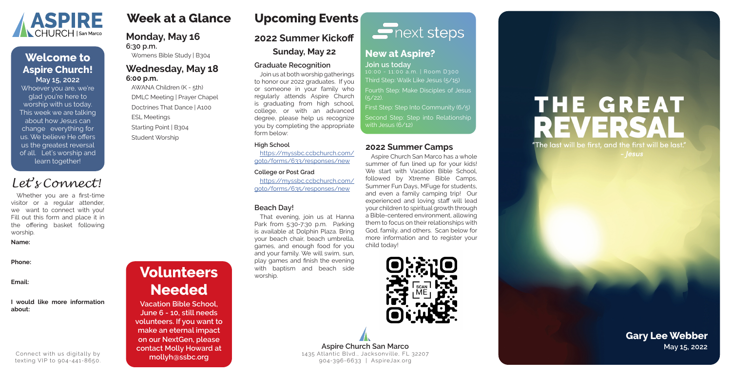# ASPIRE CHURCH | San Marco

## Welcome to Aspire Church!

**May 15, 2022**

Whoever you are, we're glad you're here to worship with us today. This week we are talking about how Jesus can change everything for us. We believe He offers us the greatest reversal of all. Let's worship and learn together!

## *Let's Connect!*

Whether you are a first-time visitor or a regular attender, we want to connect with you! Fill out this form and place it in the offering basket following worship.

**Name:**

**Phone:**

**Email:**

**I would like more information about:**

Connect with us digitally by texting VIP to 904-441-8650.

## Week at a Glance

### Monday, May 16

**6:30 p.m.**

Womens Bible Study | B304

### Wednesday, May 18

**6:00 p.m.**

AWANA Children (K - 5th)

DMLC Meeting | Prayer Chapel

Doctrines That Dance | A100

ESL Meetings

Starting Point | B304

Student Worship

## Volunteers Needed

**Vacation Bible School, June 6 - 10, still needs volunteers. If you want to make an eternal impact on our NextGen, please contact Molly Howard at mollyh@ssbc.org**

## Upcoming Events

### 2022 Summer Kickoff

**Sunday, May 22**

#### Graduate Recognition

Join us at both worship gatherings to honor our 2022 graduates. If you or someone in your family who regularly attends Aspire Church is graduating from high school, college, or with an advanced degree, please help us recognize you by completing the appropriate form below:

**High School**

https://myssbc.ccbchurch.com/goto/forms/633/responses/new

**College or Post Grad**

https://myssbc.ccbchurch.com/goto/forms/635/responses/new

#### Beach Day!

That evening, join us at Hanna Park from 5:30-7:30 p.m. Parking is available at Dolphin Plaza. Bring your beach chair, beach umbrella, games, and enough food for you and your family. We will swim, sun, play games and finish the evening with baptism and beach side worship.

## next steps

### New at Aspire?

**Join us today**

10:00 - 11:00 a.m. | Room D300

Third Step: Walk Like Jesus (5/15)

Fourth Step: Make Disciples of Jesus (5/22).

First Step: Step Into Community (6/5)

Second Step: Step into Relationship with Jesus (6/12)

### 2022 Summer Camps

Aspire Church San Marco has a whole summer of fun lined up for your kids! We start with Vacation Bible School, followed by Xtreme Bible Camps, Summer Fun Days, MFuge for students, and even a family camping trip! Our experienced and loving staff will lead your children to spiritual growth through a Bible-centered environment, allowing them to focus on their relationships with God, family, and others. Scan below for more information and to register your child today!

SCAN ME

**Aspire Church San Marco**

1435 Atlantic Blvd., Jacksonville, FL 32207

904-396-6633 | AspireJax.org

# THE GREAT REVERSAL

"The last will be first, and the first will be last."

*- Jesus*

**Gary Lee Webber**

May 15, 2022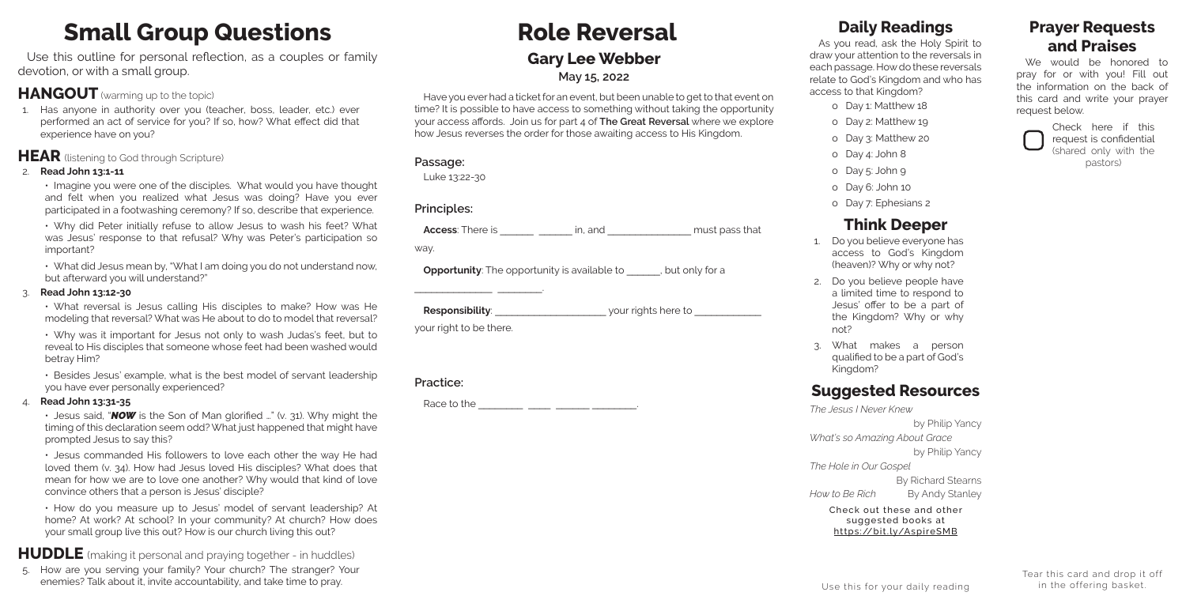# Small Group Questions

Use this outline for personal reflection, as a couples or family devotion, or with a small group.

## HANGOUT (warming up to the topic)

1. Has anyone in authority over you (teacher, boss, leader, etc.) ever performed an act of service for you? If so, how? What effect did that experience have on you?

## HEAR (listening to God through Scripture)

2. **Read John 13:1-11**

   • Imagine you were one of the disciples. What would you have thought and felt when you realized what Jesus was doing? Have you ever participated in a footwashing ceremony? If so, describe that experience.

   • Why did Peter initially refuse to allow Jesus to wash his feet? What was Jesus' response to that refusal? Why was Peter's participation so important?

   • What did Jesus mean by, "What I am doing you do not understand now, but afterward you will understand?"

3. **Read John 13:12-30**

   • What reversal is Jesus calling His disciples to make? How was He modeling that reversal? What was He about to do to model that reversal?

   • Why was it important for Jesus not only to wash Judas's feet, but to reveal to His disciples that someone whose feet had been washed would betray Him?

   • Besides Jesus' example, what is the best model of servant leadership you have ever personally experienced?

4. **Read John 13:31-35**

   • Jesus said, "***NOW*** is the Son of Man glorified …" (v. 31). Why might the timing of this declaration seem odd? What just happened that might have prompted Jesus to say this?

   • Jesus commanded His followers to love each other the way He had loved them (v. 34). How had Jesus loved His disciples? What does that mean for how we are to love one another? Why would that kind of love convince others that a person is Jesus' disciple?

   • How do you measure up to Jesus' model of servant leadership? At home? At work? At school? In your community? At church? How does your small group live this out? How is our church living this out?

## HUDDLE (making it personal and praying together - in huddles)

5. How are you serving your family? Your church? The stranger? Your enemies? Talk about it, invite accountability, and take time to pray.

# Role Reversal

## Gary Lee Webber

**May 15, 2022**

Have you ever had a ticket for an event, but been unable to get to that event on time? It is possible to have access to something without taking the opportunity your access affords. Join us for part 4 of **The Great Reversal** where we explore how Jesus reverses the order for those awaiting access to His Kingdom.

### Passage:

Luke 13:22-30

### Principles:

**Access**: There is ______ ______ in, and ______________ must pass that way.

**Opportunity**: The opportunity is available to ______, but only for a ______________ ________.

**Responsibility**: ____________________ your rights here to ____________ your right to be there.

### Practice:

Race to the ________ ____ ______ ________.

## Daily Readings

As you read, ask the Holy Spirit to draw your attention to the reversals in each passage. How do these reversals relate to God's Kingdom and who has access to that Kingdom?

- o Day 1: Matthew 18
- o Day 2: Matthew 19
- o Day 3: Matthew 20
- o Day 4: John 8
- o Day 5: John 9
- o Day 6: John 10
- o Day 7: Ephesians 2

## Think Deeper

1. Do you believe everyone has access to God's Kingdom (heaven)? Why or why not?
2. Do you believe people have a limited time to respond to Jesus' offer to be a part of the Kingdom? Why or why not?
3. What makes a person qualified to be a part of God's Kingdom?

## Suggested Resources

*The Jesus I Never Knew* by Philip Yancy

*What's so Amazing About Grace* by Philip Yancy

*The Hole in Our Gospel* By Richard Stearns

*How to Be Rich* By Andy Stanley

Check out these and other suggested books at https://bit.ly/AspireSMB

Use this for your daily reading

## Prayer Requests and Praises

We would be honored to pray for or with you! Fill out the information on the back of this card and write your prayer request below.

☐ Check here if this request is confidential (shared only with the pastors)

Tear this card and drop it off in the offering basket.